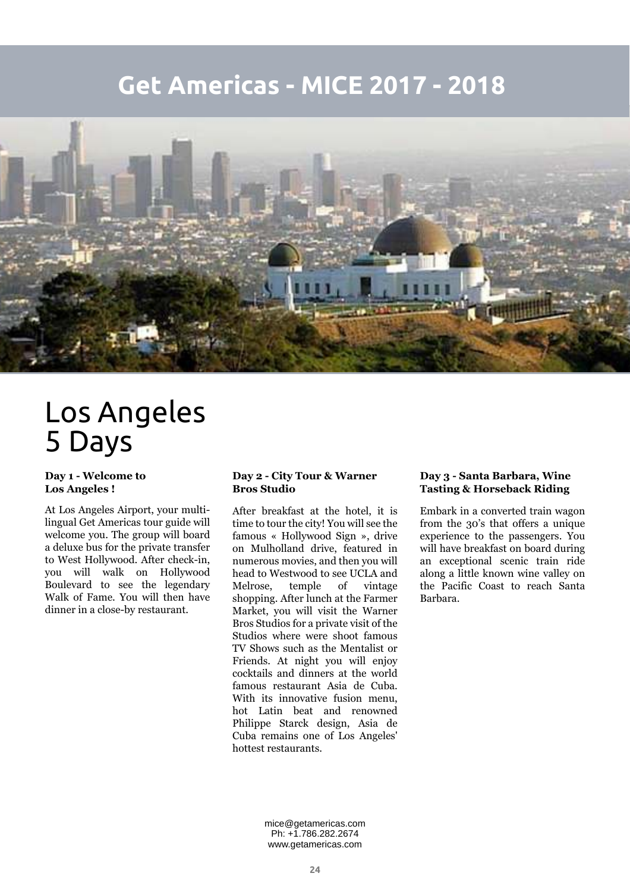# Get Americas - MICE 2017 - 2018

# Los Angeles 5 Days

**Day 1 - Welcome to Los Angeles !**

At Los Angeles Airport, your multi-lingual Get Americas tour guide will welcome you. The group will board a deluxe bus for the private transfer to West Hollywood. After check-in, you will walk on Hollywood Boulevard to see the legendary Walk of Fame. You will then have dinner in a close-by restaurant.

**Day 2 - City Tour & Warner Bros Studio**

After breakfast at the hotel, it is time to tour the city! You will see the famous « Hollywood Sign », drive on Mulholland drive, featured in numerous movies, and then you will head to Westwood to see UCLA and Melrose, temple of vintage shopping. After lunch at the Farmer Market, you will visit the Warner Bros Studios for a private visit of the Studios where were shoot famous TV Shows such as the Mentalist or Friends. At night you will enjoy cocktails and dinners at the world famous restaurant Asia de Cuba. With its innovative fusion menu, hot Latin beat and renowned Philippe Starck design, Asia de Cuba remains one of Los Angeles' hottest restaurants.

**Day 3 - Santa Barbara, Wine Tasting & Horseback Riding**

Embark in a converted train wagon from the 30's that offers a unique experience to the passengers. You will have breakfast on board during an exceptional scenic train ride along a little known wine valley on the Pacific Coast to reach Santa Barbara.

mice@getamericas.com
Ph: +1.786.282.2674
www.getamericas.com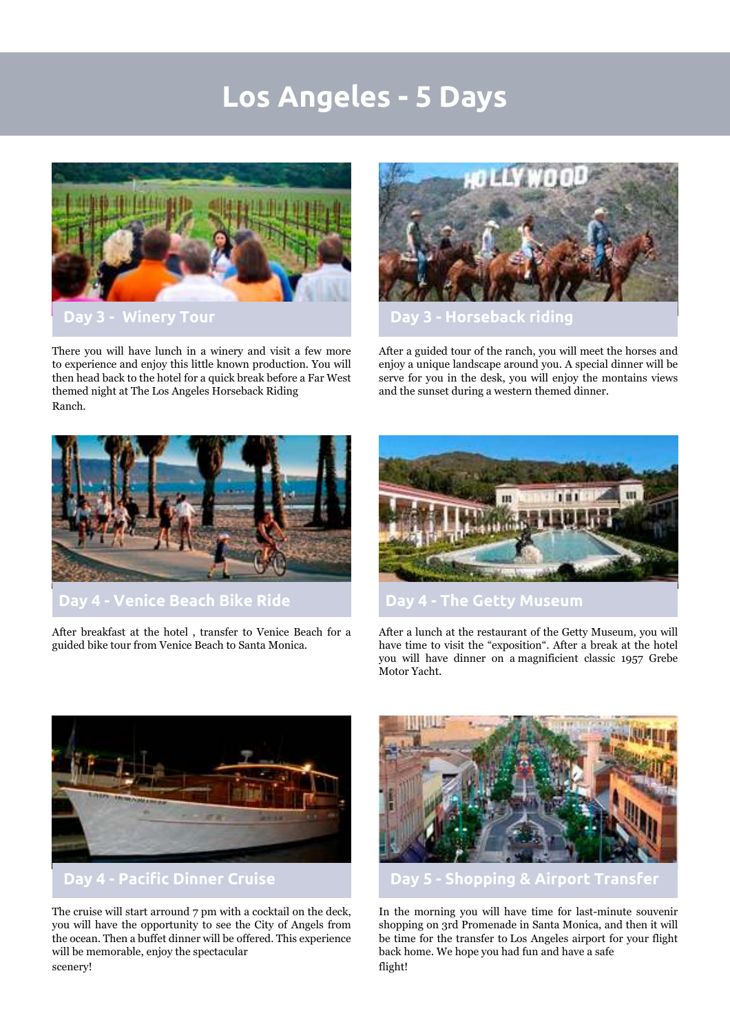# Los Angeles - 5 Days

## Day 3 - Winery Tour

There you will have lunch in a winery and visit a few more to experience and enjoy this little known production. You will then head back to the hotel for a quick break before a Far West themed night at The Los Angeles Horseback Riding Ranch.

## Day 3 - Horseback riding

After a guided tour of the ranch, you will meet the horses and enjoy a unique landscape around you. A special dinner will be serve for you in the desk, you will enjoy the montains views and the sunset during a western themed dinner.

## Day 4 - Venice Beach Bike Ride

After breakfast at the hotel , transfer to Venice Beach for a guided bike tour from Venice Beach to Santa Monica.

## Day 4 - The Getty Museum

After a lunch at the restaurant of the Getty Museum, you will have time to visit the "exposition". After a break at the hotel you will have dinner on a magnificient classic 1957 Grebe Motor Yacht.

## Day 4 - Pacific Dinner Cruise

The cruise will start arround 7 pm with a cocktail on the deck, you will have the opportunity to see the City of Angels from the ocean. Then a buffet dinner will be offered. This experience will be memorable, enjoy the spectacular scenery!

## Day 5 - Shopping & Airport Transfer

In the morning you will have time for last-minute souvenir shopping on 3rd Promenade in Santa Monica, and then it will be time for the transfer to Los Angeles airport for your flight back home. We hope you had fun and have a safe flight!